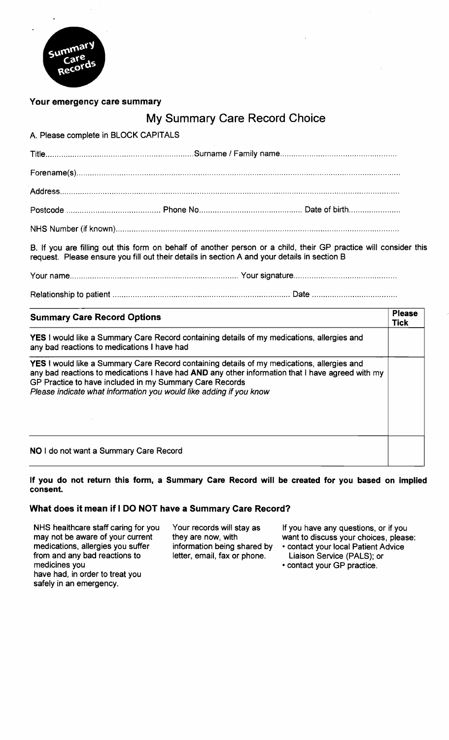Summary Care Records

**Your emergency care summary**

# My Summary Care Record Choice

A. Please complete in BLOCK CAPITALS

Title.................................................................Surname / Family name...................................................

Forename(s)...............................................................................................................................................

Address.....................................................................................................................................................

Postcode .......................................... Phone No............................................. Date of birth.......................

NHS Number (if known)............................................................................................................................

B. If you are filling out this form on behalf of another person or a child, their GP practice will consider this request. Please ensure you fill out their details in section A and your details in section B

Your name......................................................................... Your signature.............................................

Relationship to patient .............................................................................. Date ......................................

| **Summary Care Record Options** | **Please Tick** |
|---|---|
| **YES** I would like a Summary Care Record containing details of my medications, allergies and any bad reactions to medications I have had | |
| **YES** I would like a Summary Care Record containing details of my medications, allergies and any bad reactions to medications I have had **AND** any other information that I have agreed with my GP Practice to have included in my Summary Care Records *Please indicate what information you would like adding if you know* | |
| **NO** I do not want a Summary Care Record | |

**If you do not return this form, a Summary Care Record will be created for you based on implied consent.**

## What does it mean if I DO NOT have a Summary Care Record?

NHS healthcare staff caring for you may not be aware of your current medications, allergies you suffer from and any bad reactions to medicines you have had, in order to treat you safely in an emergency.

Your records will stay as they are now, with information being shared by letter, email, fax or phone.

If you have any questions, or if you want to discuss your choices, please:

- contact your local Patient Advice Liaison Service (PALS); or
- contact your GP practice.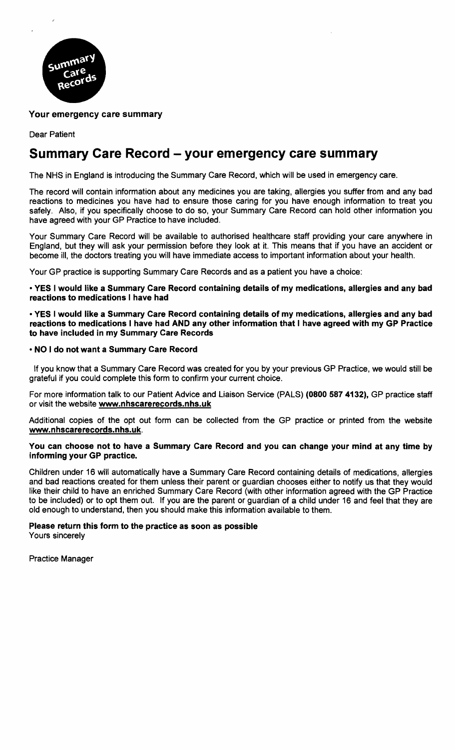Summary Care Records

**Your emergency care summary**

Dear Patient

# Summary Care Record – your emergency care summary

The NHS in England is introducing the Summary Care Record, which will be used in emergency care.

The record will contain information about any medicines you are taking, allergies you suffer from and any bad reactions to medicines you have had to ensure those caring for you have enough information to treat you safely. Also, if you specifically choose to do so, your Summary Care Record can hold other information you have agreed with your GP Practice to have included.

Your Summary Care Record will be available to authorised healthcare staff providing your care anywhere in England, but they will ask your permission before they look at it. This means that if you have an accident or become ill, the doctors treating you will have immediate access to important information about your health.

Your GP practice is supporting Summary Care Records and as a patient you have a choice:

- **YES I would like a Summary Care Record containing details of my medications, allergies and any bad reactions to medications I have had**

- **YES I would like a Summary Care Record containing details of my medications, allergies and any bad reactions to medications I have had AND any other information that I have agreed with my GP Practice to have included in my Summary Care Records**

- **NO I do not want a Summary Care Record**

If you know that a Summary Care Record was created for you by your previous GP Practice, we would still be grateful if you could complete this form to confirm your current choice.

For more information talk to our Patient Advice and Liaison Service (PALS) **(0800 587 4132)**, GP practice staff or visit the website **www.nhscarerecords.nhs.uk**

Additional copies of the opt out form can be collected from the GP practice or printed from the website **www.nhscarerecords.nhs.uk**.

**You can choose not to have a Summary Care Record and you can change your mind at any time by informing your GP practice.**

Children under 16 will automatically have a Summary Care Record containing details of medications, allergies and bad reactions created for them unless their parent or guardian chooses either to notify us that they would like their child to have an enriched Summary Care Record (with other information agreed with the GP Practice to be included) or to opt them out. If you are the parent or guardian of a child under 16 and feel that they are old enough to understand, then you should make this information available to them.

**Please return this form to the practice as soon as possible**
Yours sincerely

Practice Manager